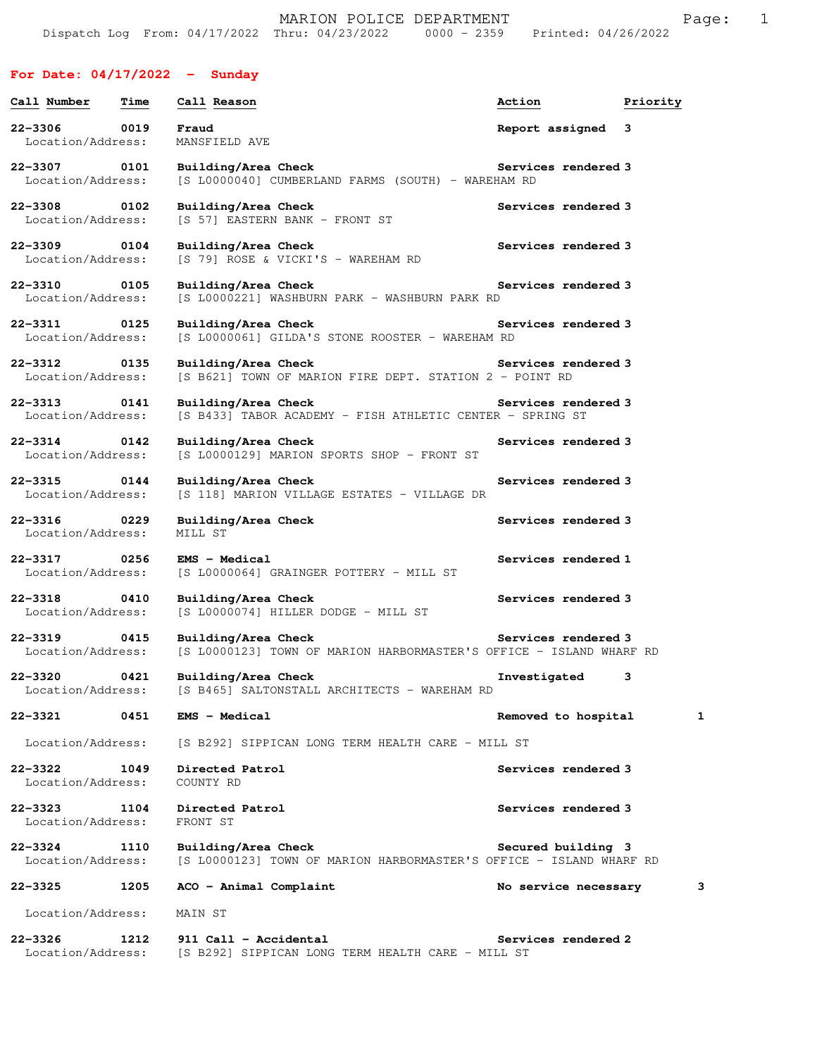# MARION POLICE DEPARTMENT

Dispatch Log From: 04/17/2022 Thru: 04/23/2022 0000 - 2359 Printed: 04/26/2022

## For Date: 04/17/2022 - Sunday

| Call Number | Time | Call Reason | Action | Priority |
|---|---|---|---|---|
| 22-3306 | 0019 | Fraud | Report assigned | 3 |
| Location/Address: | | MANSFIELD AVE | | |
| 22-3307 | 0101 | Building/Area Check | Services rendered | 3 |
| Location/Address: | | [S L0000040] CUMBERLAND FARMS (SOUTH) - WAREHAM RD | | |
| 22-3308 | 0102 | Building/Area Check | Services rendered | 3 |
| Location/Address: | | [S 57] EASTERN BANK - FRONT ST | | |
| 22-3309 | 0104 | Building/Area Check | Services rendered | 3 |
| Location/Address: | | [S 79] ROSE & VICKI'S - WAREHAM RD | | |
| 22-3310 | 0105 | Building/Area Check | Services rendered | 3 |
| Location/Address: | | [S L0000221] WASHBURN PARK - WASHBURN PARK RD | | |
| 22-3311 | 0125 | Building/Area Check | Services rendered | 3 |
| Location/Address: | | [S L0000061] GILDA'S STONE ROOSTER - WAREHAM RD | | |
| 22-3312 | 0135 | Building/Area Check | Services rendered | 3 |
| Location/Address: | | [S B621] TOWN OF MARION FIRE DEPT. STATION 2 - POINT RD | | |
| 22-3313 | 0141 | Building/Area Check | Services rendered | 3 |
| Location/Address: | | [S B433] TABOR ACADEMY - FISH ATHLETIC CENTER - SPRING ST | | |
| 22-3314 | 0142 | Building/Area Check | Services rendered | 3 |
| Location/Address: | | [S L0000129] MARION SPORTS SHOP - FRONT ST | | |
| 22-3315 | 0144 | Building/Area Check | Services rendered | 3 |
| Location/Address: | | [S 118] MARION VILLAGE ESTATES - VILLAGE DR | | |
| 22-3316 | 0229 | Building/Area Check | Services rendered | 3 |
| Location/Address: | | MILL ST | | |
| 22-3317 | 0256 | EMS - Medical | Services rendered | 1 |
| Location/Address: | | [S L0000064] GRAINGER POTTERY - MILL ST | | |
| 22-3318 | 0410 | Building/Area Check | Services rendered | 3 |
| Location/Address: | | [S L0000074] HILLER DODGE - MILL ST | | |
| 22-3319 | 0415 | Building/Area Check | Services rendered | 3 |
| Location/Address: | | [S L0000123] TOWN OF MARION HARBORMASTER'S OFFICE - ISLAND WHARF RD | | |
| 22-3320 | 0421 | Building/Area Check | Investigated | 3 |
| Location/Address: | | [S B465] SALTONSTALL ARCHITECTS - WAREHAM RD | | |
| 22-3321 | 0451 | EMS - Medical | Removed to hospital | 1 |
| Location/Address: | | [S B292] SIPPICAN LONG TERM HEALTH CARE - MILL ST | | |
| 22-3322 | 1049 | Directed Patrol | Services rendered | 3 |
| Location/Address: | | COUNTY RD | | |
| 22-3323 | 1104 | Directed Patrol | Services rendered | 3 |
| Location/Address: | | FRONT ST | | |
| 22-3324 | 1110 | Building/Area Check | Secured building | 3 |
| Location/Address: | | [S L0000123] TOWN OF MARION HARBORMASTER'S OFFICE - ISLAND WHARF RD | | |
| 22-3325 | 1205 | ACO - Animal Complaint | No service necessary | 3 |
| Location/Address: | | MAIN ST | | |
| 22-3326 | 1212 | 911 Call - Accidental | Services rendered | 2 |
| Location/Address: | | [S B292] SIPPICAN LONG TERM HEALTH CARE - MILL ST | | |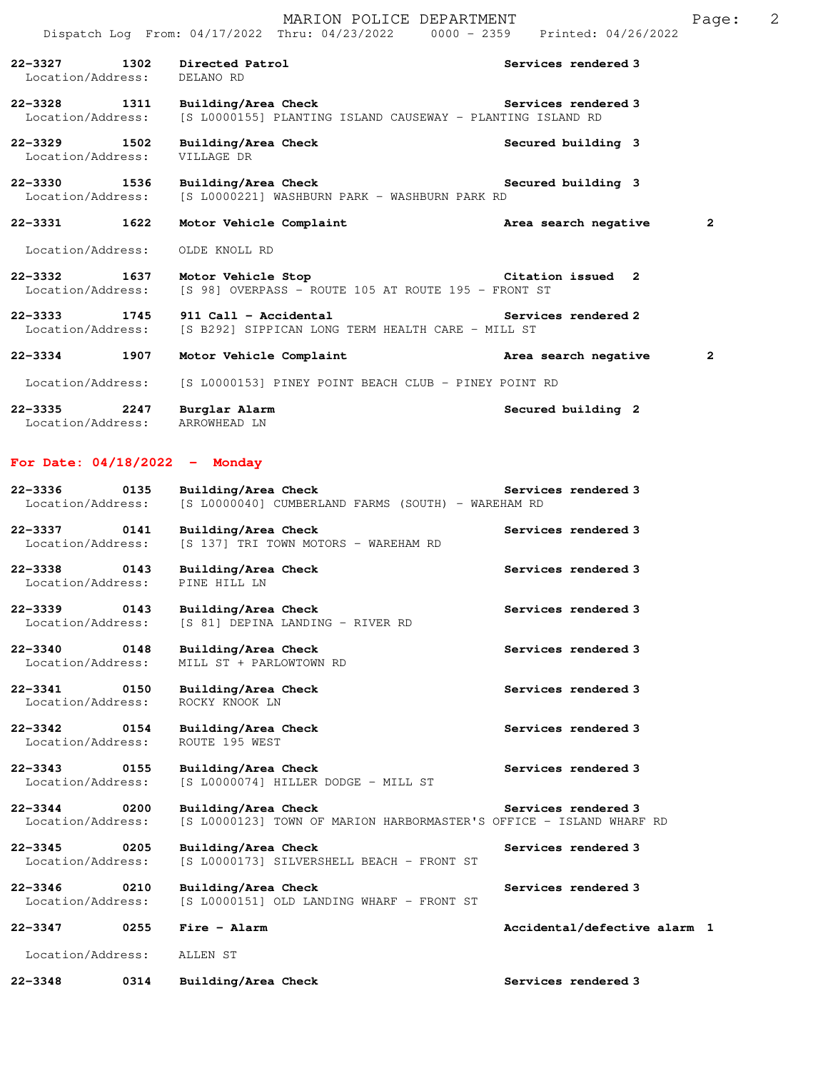| | | | | |
|---|---|---|---|---|
| **22-3327** | **1302** | **Directed Patrol** | **Services rendered** | **3** |
| Location/Address: | | DELANO RD | | |
| **22-3328** | **1311** | **Building/Area Check** | **Services rendered** | **3** |
| Location/Address: | | [S L0000155] PLANTING ISLAND CAUSEWAY - PLANTING ISLAND RD | | |
| **22-3329** | **1502** | **Building/Area Check** | **Secured building** | **3** |
| Location/Address: | | VILLAGE DR | | |
| **22-3330** | **1536** | **Building/Area Check** | **Secured building** | **3** |
| Location/Address: | | [S L0000221] WASHBURN PARK - WASHBURN PARK RD | | |
| **22-3331** | **1622** | **Motor Vehicle Complaint** | **Area search negative** | **2** |
| Location/Address: | | OLDE KNOLL RD | | |
| **22-3332** | **1637** | **Motor Vehicle Stop** | **Citation issued** | **2** |
| Location/Address: | | [S 98] OVERPASS - ROUTE 105 AT ROUTE 195 - FRONT ST | | |
| **22-3333** | **1745** | **911 Call - Accidental** | **Services rendered** | **2** |
| Location/Address: | | [S B292] SIPPICAN LONG TERM HEALTH CARE - MILL ST | | |
| **22-3334** | **1907** | **Motor Vehicle Complaint** | **Area search negative** | **2** |
| Location/Address: | | [S L0000153] PINEY POINT BEACH CLUB - PINEY POINT RD | | |
| **22-3335** | **2247** | **Burglar Alarm** | **Secured building** | **2** |
| Location/Address: | | ARROWHEAD LN | | |

## For Date: 04/18/2022 - Monday

| | | | | |
|---|---|---|---|---|
| **22-3336** | **0135** | **Building/Area Check** | **Services rendered** | **3** |
| Location/Address: | | [S L0000040] CUMBERLAND FARMS (SOUTH) - WAREHAM RD | | |
| **22-3337** | **0141** | **Building/Area Check** | **Services rendered** | **3** |
| Location/Address: | | [S 137] TRI TOWN MOTORS - WAREHAM RD | | |
| **22-3338** | **0143** | **Building/Area Check** | **Services rendered** | **3** |
| Location/Address: | | PINE HILL LN | | |
| **22-3339** | **0143** | **Building/Area Check** | **Services rendered** | **3** |
| Location/Address: | | [S 81] DEPINA LANDING - RIVER RD | | |
| **22-3340** | **0148** | **Building/Area Check** | **Services rendered** | **3** |
| Location/Address: | | MILL ST + PARLOWTOWN RD | | |
| **22-3341** | **0150** | **Building/Area Check** | **Services rendered** | **3** |
| Location/Address: | | ROCKY KNOOK LN | | |
| **22-3342** | **0154** | **Building/Area Check** | **Services rendered** | **3** |
| Location/Address: | | ROUTE 195 WEST | | |
| **22-3343** | **0155** | **Building/Area Check** | **Services rendered** | **3** |
| Location/Address: | | [S L0000074] HILLER DODGE - MILL ST | | |
| **22-3344** | **0200** | **Building/Area Check** | **Services rendered** | **3** |
| Location/Address: | | [S L0000123] TOWN OF MARION HARBORMASTER'S OFFICE - ISLAND WHARF RD | | |
| **22-3345** | **0205** | **Building/Area Check** | **Services rendered** | **3** |
| Location/Address: | | [S L0000173] SILVERSHELL BEACH - FRONT ST | | |
| **22-3346** | **0210** | **Building/Area Check** | **Services rendered** | **3** |
| Location/Address: | | [S L0000151] OLD LANDING WHARF - FRONT ST | | |
| **22-3347** | **0255** | **Fire - Alarm** | **Accidental/defective alarm** | **1** |
| Location/Address: | | ALLEN ST | | |
| **22-3348** | **0314** | **Building/Area Check** | **Services rendered** | **3** |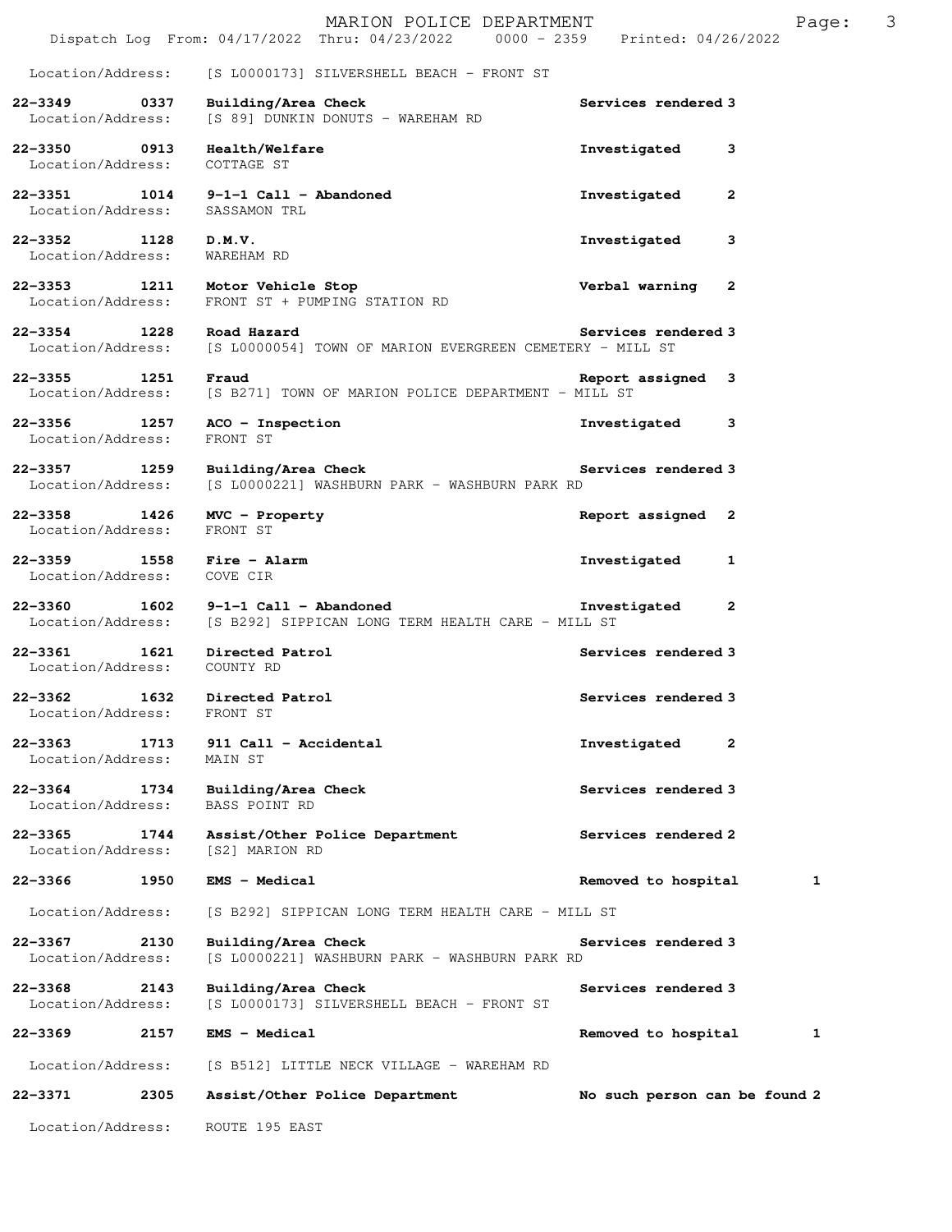Location/Address: [S L0000173] SILVERSHELL BEACH - FRONT ST

**22-3349 0337 Building/Area Check** **Services rendered 3**
Location/Address: [S 89] DUNKIN DONUTS - WAREHAM RD

**22-3350 0913 Health/Welfare** **Investigated 3**
Location/Address: COTTAGE ST

**22-3351 1014 9-1-1 Call - Abandoned** **Investigated 2**
Location/Address: SASSAMON TRL

**22-3352 1128 D.M.V.** **Investigated 3**
Location/Address: WAREHAM RD

**22-3353 1211 Motor Vehicle Stop** **Verbal warning 2**
Location/Address: FRONT ST + PUMPING STATION RD

**22-3354 1228 Road Hazard** **Services rendered 3**
Location/Address: [S L0000054] TOWN OF MARION EVERGREEN CEMETERY - MILL ST

**22-3355 1251 Fraud** **Report assigned 3**
Location/Address: [S B271] TOWN OF MARION POLICE DEPARTMENT - MILL ST

**22-3356 1257 ACO - Inspection** **Investigated 3**
Location/Address: FRONT ST

**22-3357 1259 Building/Area Check** **Services rendered 3**
Location/Address: [S L0000221] WASHBURN PARK - WASHBURN PARK RD

**22-3358 1426 MVC - Property** **Report assigned 2**
Location/Address: FRONT ST

**22-3359 1558 Fire - Alarm** **Investigated 1**
Location/Address: COVE CIR

**22-3360 1602 9-1-1 Call - Abandoned** **Investigated 2**
Location/Address: [S B292] SIPPICAN LONG TERM HEALTH CARE - MILL ST

**22-3361 1621 Directed Patrol** **Services rendered 3**
Location/Address: COUNTY RD

**22-3362 1632 Directed Patrol** **Services rendered 3**
Location/Address: FRONT ST

**22-3363 1713 911 Call - Accidental** **Investigated 2**
Location/Address: MAIN ST

**22-3364 1734 Building/Area Check** **Services rendered 3**
Location/Address: BASS POINT RD

**22-3365 1744 Assist/Other Police Department** **Services rendered 2**
Location/Address: [S2] MARION RD

**22-3366 1950 EMS - Medical** **Removed to hospital 1**
Location/Address: [S B292] SIPPICAN LONG TERM HEALTH CARE - MILL ST

**22-3367 2130 Building/Area Check** **Services rendered 3**
Location/Address: [S L0000221] WASHBURN PARK - WASHBURN PARK RD

**22-3368 2143 Building/Area Check** **Services rendered 3**
Location/Address: [S L0000173] SILVERSHELL BEACH - FRONT ST

**22-3369 2157 EMS - Medical** **Removed to hospital 1**
Location/Address: [S B512] LITTLE NECK VILLAGE - WAREHAM RD

**22-3371 2305 Assist/Other Police Department** **No such person can be found 2**
Location/Address: ROUTE 195 EAST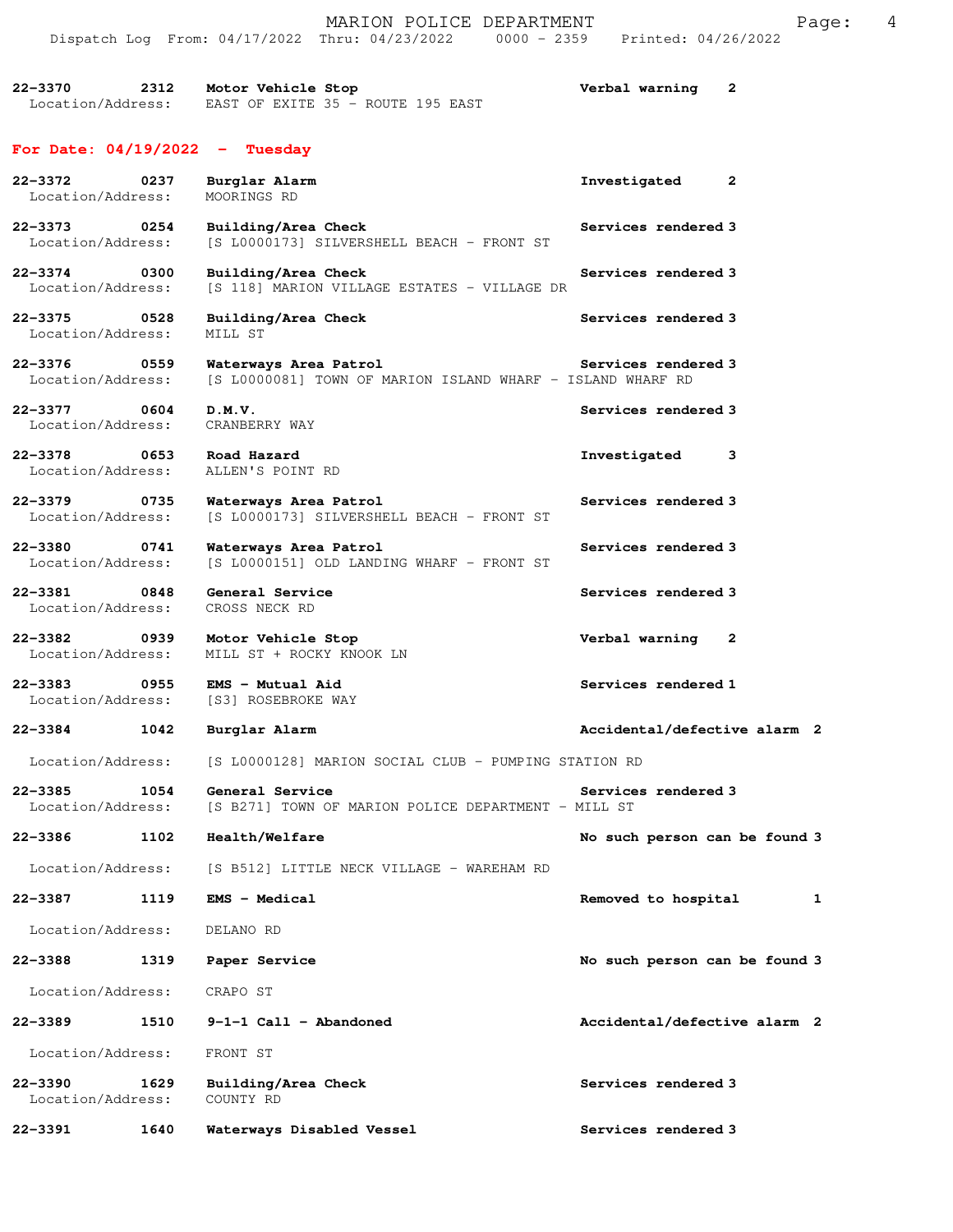**22-3370 2312 Motor Vehicle Stop** Verbal warning 2
Location/Address: EAST OF EXITE 35 - ROUTE 195 EAST

## For Date: 04/19/2022 - Tuesday

**22-3372 0237 Burglar Alarm** Investigated 2
Location/Address: MOORINGS RD

**22-3373 0254 Building/Area Check** Services rendered 3
Location/Address: [S L0000173] SILVERSHELL BEACH - FRONT ST

**22-3374 0300 Building/Area Check** Services rendered 3
Location/Address: [S 118] MARION VILLAGE ESTATES - VILLAGE DR

**22-3375 0528 Building/Area Check** Services rendered 3
Location/Address: MILL ST

**22-3376 0559 Waterways Area Patrol** Services rendered 3
Location/Address: [S L0000081] TOWN OF MARION ISLAND WHARF - ISLAND WHARF RD

**22-3377 0604 D.M.V.** Services rendered 3
Location/Address: CRANBERRY WAY

**22-3378 0653 Road Hazard** Investigated 3
Location/Address: ALLEN'S POINT RD

**22-3379 0735 Waterways Area Patrol** Services rendered 3
Location/Address: [S L0000173] SILVERSHELL BEACH - FRONT ST

**22-3380 0741 Waterways Area Patrol** Services rendered 3
Location/Address: [S L0000151] OLD LANDING WHARF - FRONT ST

**22-3381 0848 General Service** Services rendered 3
Location/Address: CROSS NECK RD

**22-3382 0939 Motor Vehicle Stop** Verbal warning 2
Location/Address: MILL ST + ROCKY KNOOK LN

**22-3383 0955 EMS - Mutual Aid** Services rendered 1
Location/Address: [S3] ROSEBROKE WAY

**22-3384 1042 Burglar Alarm** Accidental/defective alarm 2
Location/Address: [S L0000128] MARION SOCIAL CLUB - PUMPING STATION RD

**22-3385 1054 General Service** Services rendered 3
Location/Address: [S B271] TOWN OF MARION POLICE DEPARTMENT - MILL ST

**22-3386 1102 Health/Welfare** No such person can be found 3
Location/Address: [S B512] LITTLE NECK VILLAGE - WAREHAM RD

**22-3387 1119 EMS - Medical** Removed to hospital 1
Location/Address: DELANO RD

**22-3388 1319 Paper Service** No such person can be found 3
Location/Address: CRAPO ST

**22-3389 1510 9-1-1 Call - Abandoned** Accidental/defective alarm 2
Location/Address: FRONT ST

**22-3390 1629 Building/Area Check** Services rendered 3
Location/Address: COUNTY RD

**22-3391 1640 Waterways Disabled Vessel** Services rendered 3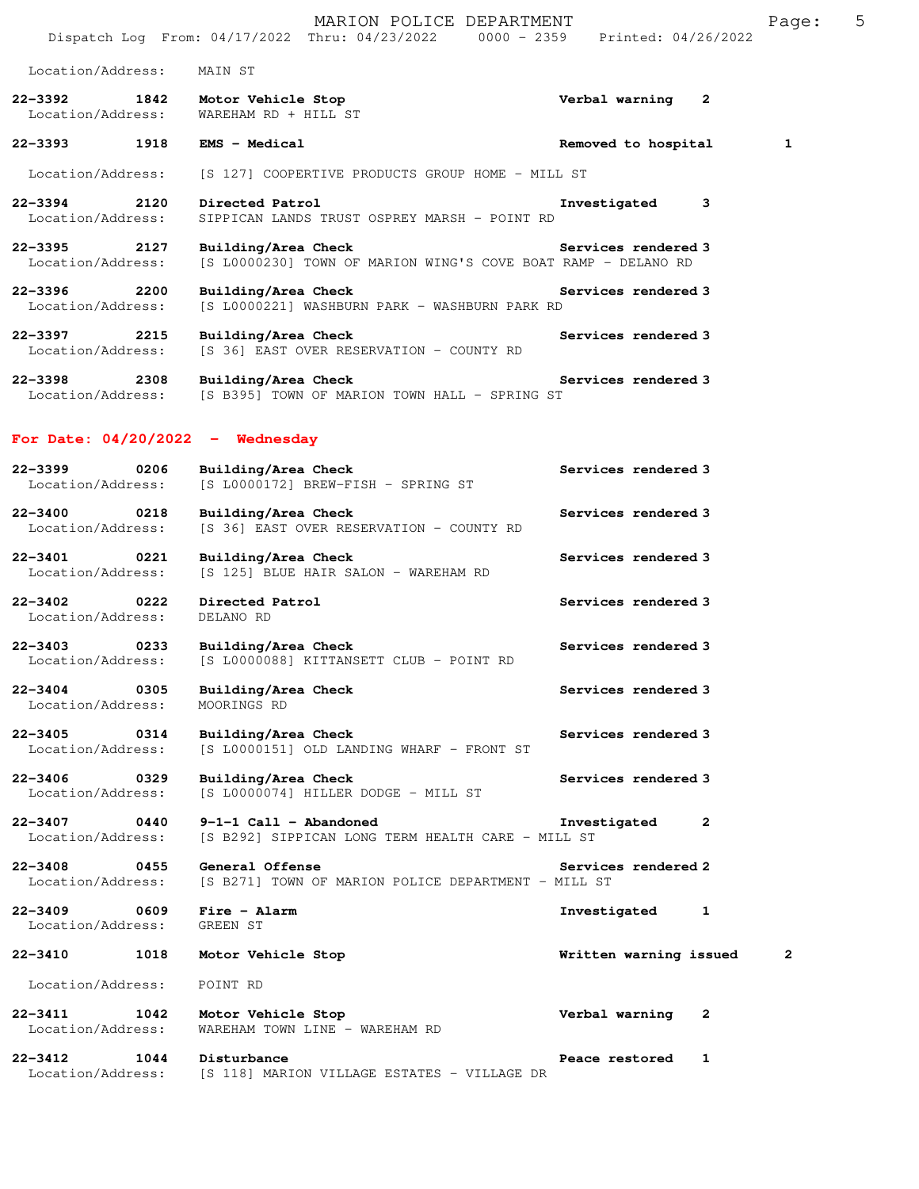Location/Address: MAIN ST

**22-3392 1842 Motor Vehicle Stop** **Verbal warning 2**
Location/Address: WAREHAM RD + HILL ST

**22-3393 1918 EMS - Medical** **Removed to hospital 1**
Location/Address: [S 127] COOPERTIVE PRODUCTS GROUP HOME - MILL ST

**22-3394 2120 Directed Patrol** **Investigated 3**
Location/Address: SIPPICAN LANDS TRUST OSPREY MARSH - POINT RD

**22-3395 2127 Building/Area Check** **Services rendered 3**
Location/Address: [S L0000230] TOWN OF MARION WING'S COVE BOAT RAMP - DELANO RD

**22-3396 2200 Building/Area Check** **Services rendered 3**
Location/Address: [S L0000221] WASHBURN PARK - WASHBURN PARK RD

**22-3397 2215 Building/Area Check** **Services rendered 3**
Location/Address: [S 36] EAST OVER RESERVATION - COUNTY RD

**22-3398 2308 Building/Area Check** **Services rendered 3**
Location/Address: [S B395] TOWN OF MARION TOWN HALL - SPRING ST

## For Date: 04/20/2022 - Wednesday

**22-3399 0206 Building/Area Check** **Services rendered 3**
Location/Address: [S L0000172] BREW-FISH - SPRING ST

**22-3400 0218 Building/Area Check** **Services rendered 3**
Location/Address: [S 36] EAST OVER RESERVATION - COUNTY RD

**22-3401 0221 Building/Area Check** **Services rendered 3**
Location/Address: [S 125] BLUE HAIR SALON - WAREHAM RD

**22-3402 0222 Directed Patrol** **Services rendered 3**
Location/Address: DELANO RD

**22-3403 0233 Building/Area Check** **Services rendered 3**
Location/Address: [S L0000088] KITTANSETT CLUB - POINT RD

**22-3404 0305 Building/Area Check** **Services rendered 3**
Location/Address: MOORINGS RD

**22-3405 0314 Building/Area Check** **Services rendered 3**
Location/Address: [S L0000151] OLD LANDING WHARF - FRONT ST

**22-3406 0329 Building/Area Check** **Services rendered 3**
Location/Address: [S L0000074] HILLER DODGE - MILL ST

**22-3407 0440 9-1-1 Call - Abandoned** **Investigated 2**
Location/Address: [S B292] SIPPICAN LONG TERM HEALTH CARE - MILL ST

**22-3408 0455 General Offense** **Services rendered 2**
Location/Address: [S B271] TOWN OF MARION POLICE DEPARTMENT - MILL ST

**22-3409 0609 Fire - Alarm** **Investigated 1**
Location/Address: GREEN ST

**22-3410 1018 Motor Vehicle Stop** **Written warning issued 2**
Location/Address: POINT RD

**22-3411 1042 Motor Vehicle Stop** **Verbal warning 2**
Location/Address: WAREHAM TOWN LINE - WAREHAM RD

**22-3412 1044 Disturbance** **Peace restored 1**
Location/Address: [S 118] MARION VILLAGE ESTATES - VILLAGE DR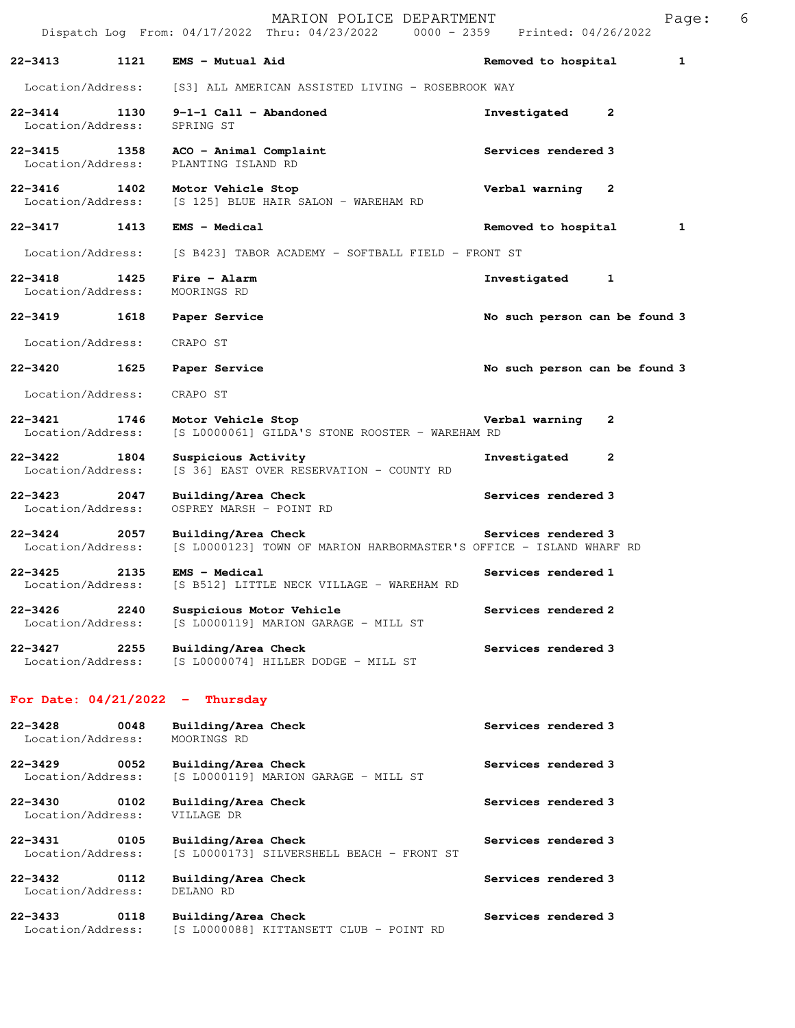**22-3413 1121 EMS - Mutual Aid** — **Removed to hospital** **1**
Location/Address: [S3] ALL AMERICAN ASSISTED LIVING - ROSEBROOK WAY

**22-3414 1130 9-1-1 Call - Abandoned** — **Investigated 2**
Location/Address: SPRING ST

**22-3415 1358 ACO - Animal Complaint** — **Services rendered 3**
Location/Address: PLANTING ISLAND RD

**22-3416 1402 Motor Vehicle Stop** — **Verbal warning 2**
Location/Address: [S 125] BLUE HAIR SALON - WAREHAM RD

**22-3417 1413 EMS - Medical** — **Removed to hospital** **1**
Location/Address: [S B423] TABOR ACADEMY - SOFTBALL FIELD - FRONT ST

**22-3418 1425 Fire - Alarm** — **Investigated 1**
Location/Address: MOORINGS RD

**22-3419 1618 Paper Service** — **No such person can be found 3**
Location/Address: CRAPO ST

**22-3420 1625 Paper Service** — **No such person can be found 3**
Location/Address: CRAPO ST

**22-3421 1746 Motor Vehicle Stop** — **Verbal warning 2**
Location/Address: [S L0000061] GILDA'S STONE ROOSTER - WAREHAM RD

**22-3422 1804 Suspicious Activity** — **Investigated 2**
Location/Address: [S 36] EAST OVER RESERVATION - COUNTY RD

**22-3423 2047 Building/Area Check** — **Services rendered 3**
Location/Address: OSPREY MARSH - POINT RD

**22-3424 2057 Building/Area Check** — **Services rendered 3**
Location/Address: [S L0000123] TOWN OF MARION HARBORMASTER'S OFFICE - ISLAND WHARF RD

**22-3425 2135 EMS - Medical** — **Services rendered 1**
Location/Address: [S B512] LITTLE NECK VILLAGE - WAREHAM RD

**22-3426 2240 Suspicious Motor Vehicle** — **Services rendered 2**
Location/Address: [S L0000119] MARION GARAGE - MILL ST

**22-3427 2255 Building/Area Check** — **Services rendered 3**
Location/Address: [S L0000074] HILLER DODGE - MILL ST

## For Date: 04/21/2022 - Thursday

**22-3428 0048 Building/Area Check** — **Services rendered 3**
Location/Address: MOORINGS RD

**22-3429 0052 Building/Area Check** — **Services rendered 3**
Location/Address: [S L0000119] MARION GARAGE - MILL ST

**22-3430 0102 Building/Area Check** — **Services rendered 3**
Location/Address: VILLAGE DR

**22-3431 0105 Building/Area Check** — **Services rendered 3**
Location/Address: [S L0000173] SILVERSHELL BEACH - FRONT ST

**22-3432 0112 Building/Area Check** — **Services rendered 3**
Location/Address: DELANO RD

**22-3433 0118 Building/Area Check** — **Services rendered 3**
Location/Address: [S L0000088] KITTANSETT CLUB - POINT RD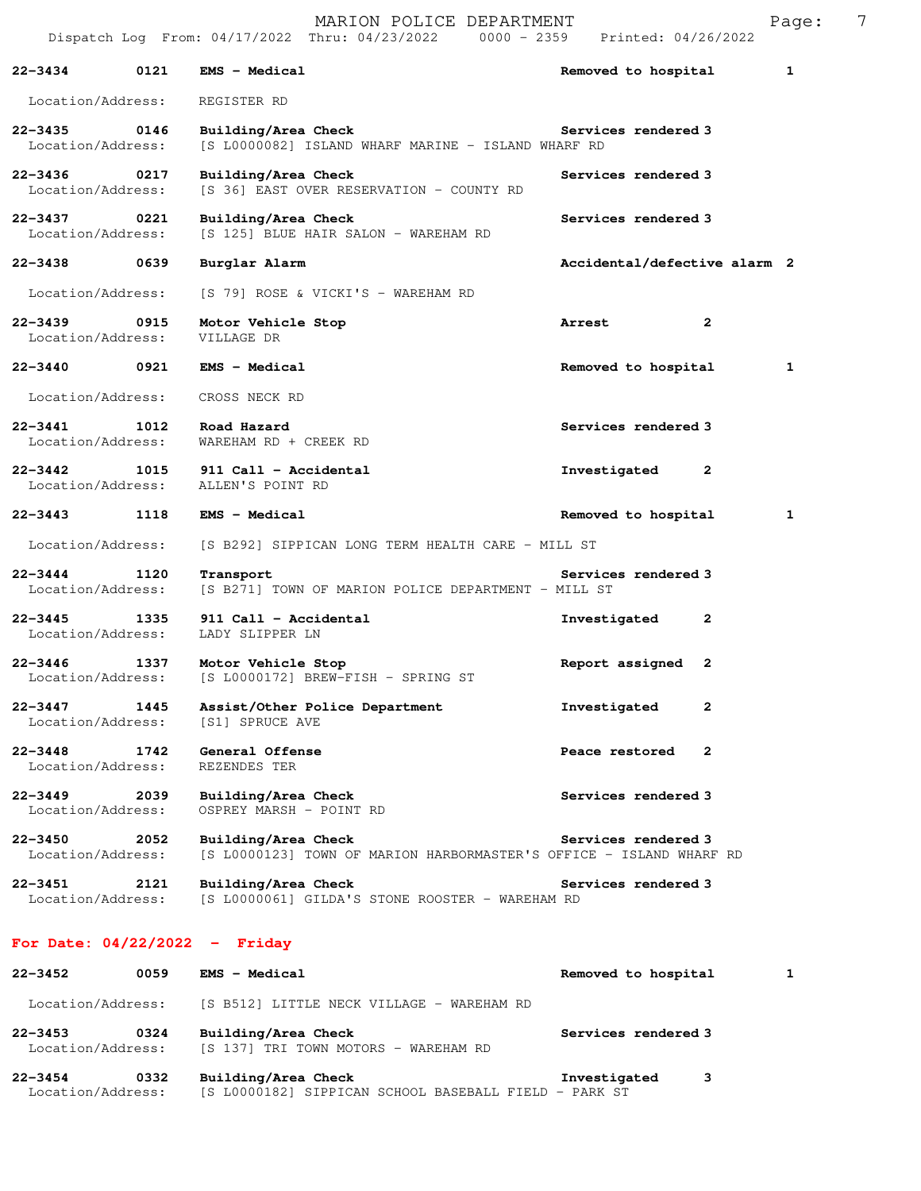| Call # | Time | Call Reason | Action | Priority |
|---|---|---|---|---|
| 22-3434 | 0121 | **EMS - Medical** | **Removed to hospital** | **1** |
| Location/Address: | | REGISTER RD | | |
| 22-3435 | 0146 | **Building/Area Check** | **Services rendered** | **3** |
| Location/Address: | | [S L0000082] ISLAND WHARF MARINE - ISLAND WHARF RD | | |
| 22-3436 | 0217 | **Building/Area Check** | **Services rendered** | **3** |
| Location/Address: | | [S 36] EAST OVER RESERVATION - COUNTY RD | | |
| 22-3437 | 0221 | **Building/Area Check** | **Services rendered** | **3** |
| Location/Address: | | [S 125] BLUE HAIR SALON - WAREHAM RD | | |
| 22-3438 | 0639 | **Burglar Alarm** | **Accidental/defective alarm** | **2** |
| Location/Address: | | [S 79] ROSE & VICKI'S - WAREHAM RD | | |
| 22-3439 | 0915 | **Motor Vehicle Stop** | **Arrest** | **2** |
| Location/Address: | | VILLAGE DR | | |
| 22-3440 | 0921 | **EMS - Medical** | **Removed to hospital** | **1** |
| Location/Address: | | CROSS NECK RD | | |
| 22-3441 | 1012 | **Road Hazard** | **Services rendered** | **3** |
| Location/Address: | | WAREHAM RD + CREEK RD | | |
| 22-3442 | 1015 | **911 Call - Accidental** | **Investigated** | **2** |
| Location/Address: | | ALLEN'S POINT RD | | |
| 22-3443 | 1118 | **EMS - Medical** | **Removed to hospital** | **1** |
| Location/Address: | | [S B292] SIPPICAN LONG TERM HEALTH CARE - MILL ST | | |
| 22-3444 | 1120 | **Transport** | **Services rendered** | **3** |
| Location/Address: | | [S B271] TOWN OF MARION POLICE DEPARTMENT - MILL ST | | |
| 22-3445 | 1335 | **911 Call - Accidental** | **Investigated** | **2** |
| Location/Address: | | LADY SLIPPER LN | | |
| 22-3446 | 1337 | **Motor Vehicle Stop** | **Report assigned** | **2** |
| Location/Address: | | [S L0000172] BREW-FISH - SPRING ST | | |
| 22-3447 | 1445 | **Assist/Other Police Department** | **Investigated** | **2** |
| Location/Address: | | [S1] SPRUCE AVE | | |
| 22-3448 | 1742 | **General Offense** | **Peace restored** | **2** |
| Location/Address: | | REZENDES TER | | |
| 22-3449 | 2039 | **Building/Area Check** | **Services rendered** | **3** |
| Location/Address: | | OSPREY MARSH - POINT RD | | |
| 22-3450 | 2052 | **Building/Area Check** | **Services rendered** | **3** |
| Location/Address: | | [S L0000123] TOWN OF MARION HARBORMASTER'S OFFICE - ISLAND WHARF RD | | |
| 22-3451 | 2121 | **Building/Area Check** | **Services rendered** | **3** |
| Location/Address: | | [S L0000061] GILDA'S STONE ROOSTER - WAREHAM RD | | |

## For Date: 04/22/2022 - Friday

| Call # | Time | Call Reason | Action | Priority |
|---|---|---|---|---|
| 22-3452 | 0059 | **EMS - Medical** | **Removed to hospital** | **1** |
| Location/Address: | | [S B512] LITTLE NECK VILLAGE - WAREHAM RD | | |
| 22-3453 | 0324 | **Building/Area Check** | **Services rendered** | **3** |
| Location/Address: | | [S 137] TRI TOWN MOTORS - WAREHAM RD | | |
| 22-3454 | 0332 | **Building/Area Check** | **Investigated** | **3** |
| Location/Address: | | [S L0000182] SIPPICAN SCHOOL BASEBALL FIELD - PARK ST | | |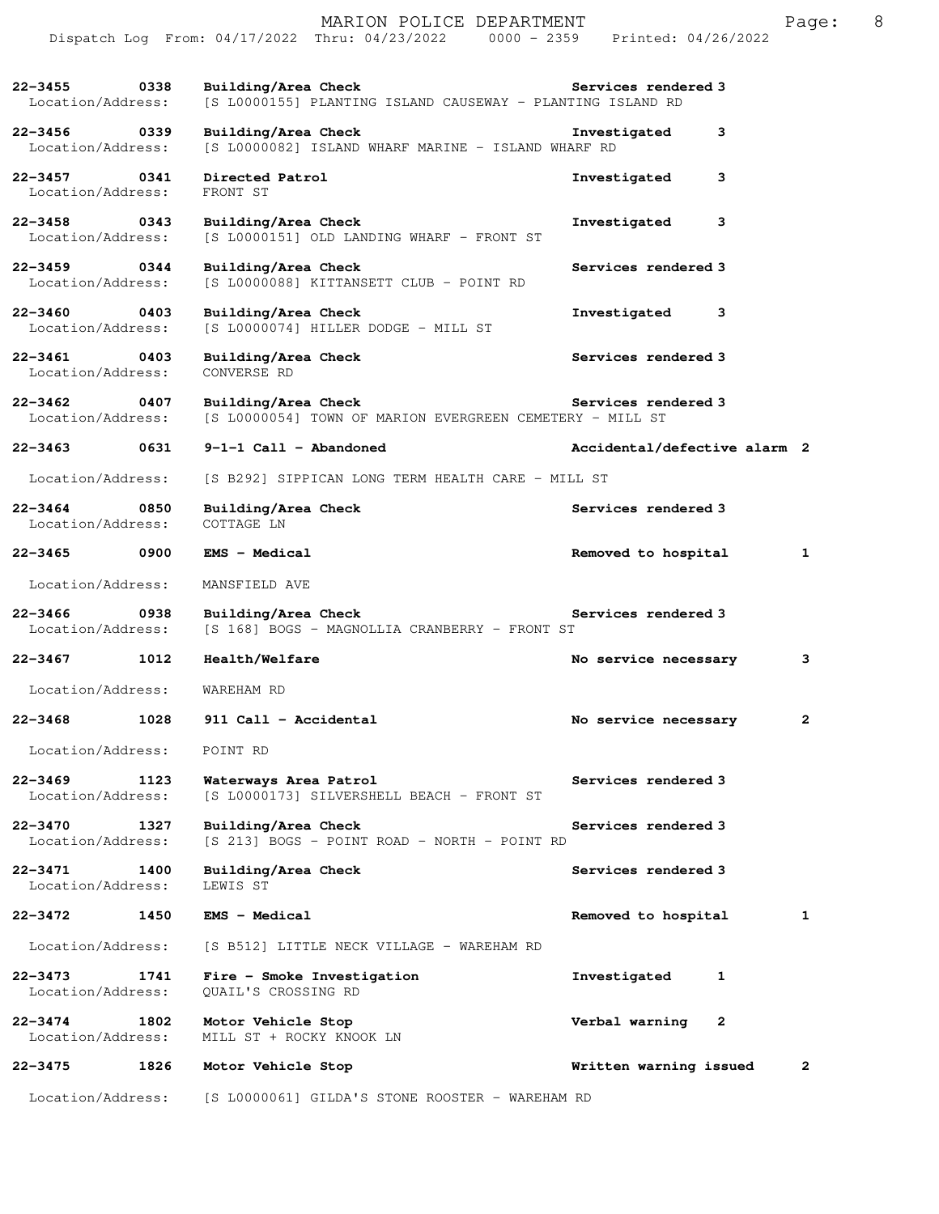| | | | | |
|---|---|---|---|---|
| 22-3455 | 0338 | Building/Area Check<br>Location/Address: [S L0000155] PLANTING ISLAND CAUSEWAY - PLANTING ISLAND RD | Services rendered | 3 |
| 22-3456 | 0339 | Building/Area Check<br>Location/Address: [S L0000082] ISLAND WHARF MARINE - ISLAND WHARF RD | Investigated | 3 |
| 22-3457 | 0341 | Directed Patrol<br>Location/Address: FRONT ST | Investigated | 3 |
| 22-3458 | 0343 | Building/Area Check<br>Location/Address: [S L0000151] OLD LANDING WHARF - FRONT ST | Investigated | 3 |
| 22-3459 | 0344 | Building/Area Check<br>Location/Address: [S L0000088] KITTANSETT CLUB - POINT RD | Services rendered | 3 |
| 22-3460 | 0403 | Building/Area Check<br>Location/Address: [S L0000074] HILLER DODGE - MILL ST | Investigated | 3 |
| 22-3461 | 0403 | Building/Area Check<br>Location/Address: CONVERSE RD | Services rendered | 3 |
| 22-3462 | 0407 | Building/Area Check<br>Location/Address: [S L0000054] TOWN OF MARION EVERGREEN CEMETERY - MILL ST | Services rendered | 3 |
| 22-3463 | 0631 | 9-1-1 Call - Abandoned<br>Location/Address: [S B292] SIPPICAN LONG TERM HEALTH CARE - MILL ST | Accidental/defective alarm | 2 |
| 22-3464 | 0850 | Building/Area Check<br>Location/Address: COTTAGE LN | Services rendered | 3 |
| 22-3465 | 0900 | EMS - Medical<br>Location/Address: MANSFIELD AVE | Removed to hospital | 1 |
| 22-3466 | 0938 | Building/Area Check<br>Location/Address: [S 168] BOGS - MAGNOLLIA CRANBERRY - FRONT ST | Services rendered | 3 |
| 22-3467 | 1012 | Health/Welfare<br>Location/Address: WAREHAM RD | No service necessary | 3 |
| 22-3468 | 1028 | 911 Call - Accidental<br>Location/Address: POINT RD | No service necessary | 2 |
| 22-3469 | 1123 | Waterways Area Patrol<br>Location/Address: [S L0000173] SILVERSHELL BEACH - FRONT ST | Services rendered | 3 |
| 22-3470 | 1327 | Building/Area Check<br>Location/Address: [S 213] BOGS - POINT ROAD - NORTH - POINT RD | Services rendered | 3 |
| 22-3471 | 1400 | Building/Area Check<br>Location/Address: LEWIS ST | Services rendered | 3 |
| 22-3472 | 1450 | EMS - Medical<br>Location/Address: [S B512] LITTLE NECK VILLAGE - WAREHAM RD | Removed to hospital | 1 |
| 22-3473 | 1741 | Fire - Smoke Investigation<br>Location/Address: QUAIL'S CROSSING RD | Investigated | 1 |
| 22-3474 | 1802 | Motor Vehicle Stop<br>Location/Address: MILL ST + ROCKY KNOOK LN | Verbal warning | 2 |
| 22-3475 | 1826 | Motor Vehicle Stop<br>Location/Address: [S L0000061] GILDA'S STONE ROOSTER - WAREHAM RD | Written warning issued | 2 |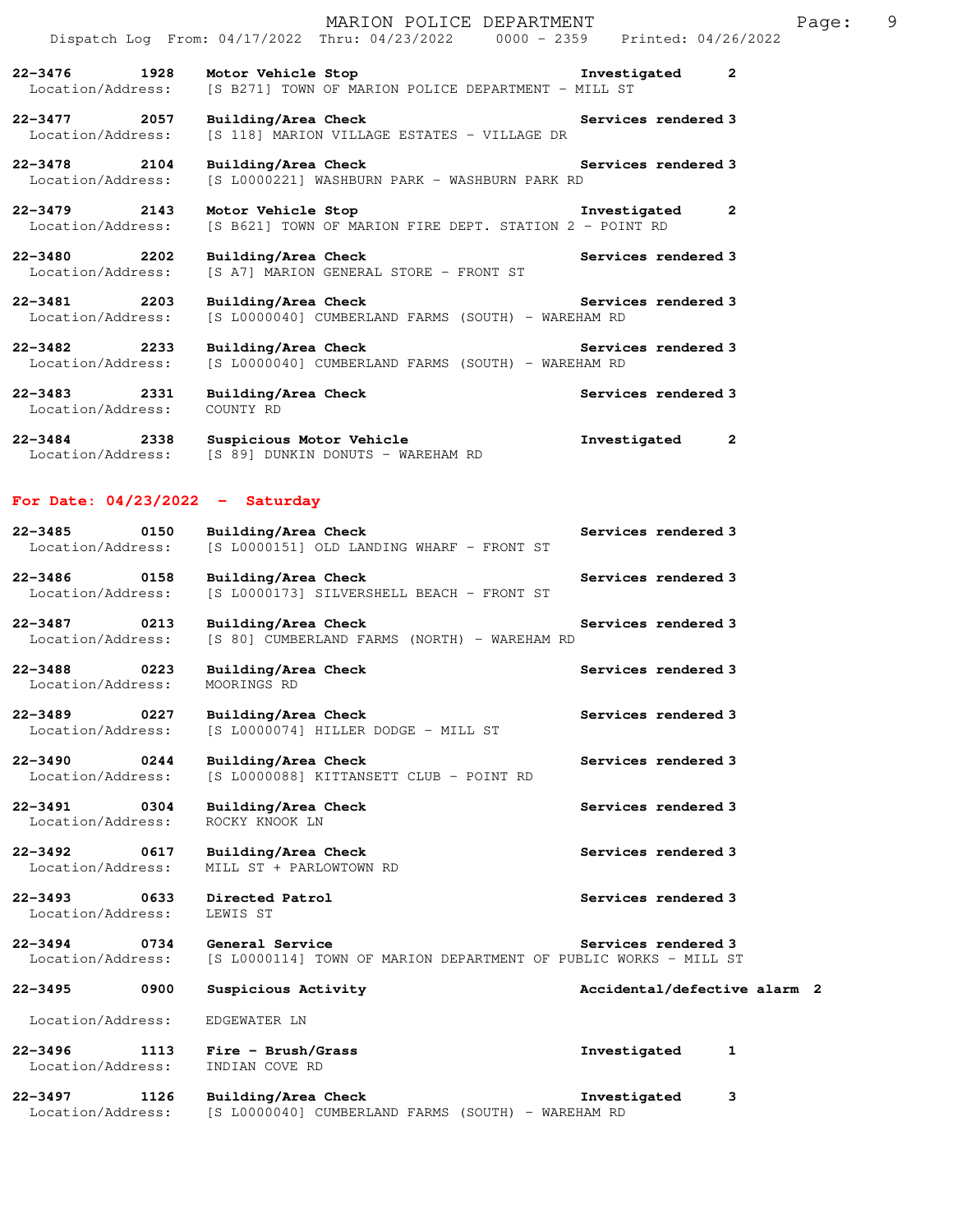**22-3476 1928 Motor Vehicle Stop** Investigated 2
Location/Address: [S B271] TOWN OF MARION POLICE DEPARTMENT - MILL ST

**22-3477 2057 Building/Area Check** Services rendered 3
Location/Address: [S 118] MARION VILLAGE ESTATES - VILLAGE DR

**22-3478 2104 Building/Area Check** Services rendered 3
Location/Address: [S L0000221] WASHBURN PARK - WASHBURN PARK RD

**22-3479 2143 Motor Vehicle Stop** Investigated 2
Location/Address: [S B621] TOWN OF MARION FIRE DEPT. STATION 2 - POINT RD

**22-3480 2202 Building/Area Check** Services rendered 3
Location/Address: [S A7] MARION GENERAL STORE - FRONT ST

**22-3481 2203 Building/Area Check** Services rendered 3
Location/Address: [S L0000040] CUMBERLAND FARMS (SOUTH) - WAREHAM RD

**22-3482 2233 Building/Area Check** Services rendered 3
Location/Address: [S L0000040] CUMBERLAND FARMS (SOUTH) - WAREHAM RD

**22-3483 2331 Building/Area Check** Services rendered 3
Location/Address: COUNTY RD

**22-3484 2338 Suspicious Motor Vehicle** Investigated 2
Location/Address: [S 89] DUNKIN DONUTS - WAREHAM RD

## For Date: 04/23/2022 - Saturday

**22-3485 0150 Building/Area Check** Services rendered 3
Location/Address: [S L0000151] OLD LANDING WHARF - FRONT ST

**22-3486 0158 Building/Area Check** Services rendered 3
Location/Address: [S L0000173] SILVERSHELL BEACH - FRONT ST

**22-3487 0213 Building/Area Check** Services rendered 3
Location/Address: [S 80] CUMBERLAND FARMS (NORTH) - WAREHAM RD

**22-3488 0223 Building/Area Check** Services rendered 3
Location/Address: MOORINGS RD

**22-3489 0227 Building/Area Check** Services rendered 3
Location/Address: [S L0000074] HILLER DODGE - MILL ST

**22-3490 0244 Building/Area Check** Services rendered 3
Location/Address: [S L0000088] KITTANSETT CLUB - POINT RD

**22-3491 0304 Building/Area Check** Services rendered 3
Location/Address: ROCKY KNOOK LN

**22-3492 0617 Building/Area Check** Services rendered 3
Location/Address: MILL ST + PARLOWTOWN RD

**22-3493 0633 Directed Patrol** Services rendered 3
Location/Address: LEWIS ST

**22-3494 0734 General Service** Services rendered 3
Location/Address: [S L0000114] TOWN OF MARION DEPARTMENT OF PUBLIC WORKS - MILL ST

**22-3495 0900 Suspicious Activity** Accidental/defective alarm 2
Location/Address: EDGEWATER LN

**22-3496 1113 Fire - Brush/Grass** Investigated 1
Location/Address: INDIAN COVE RD

**22-3497 1126 Building/Area Check** Investigated 3
Location/Address: [S L0000040] CUMBERLAND FARMS (SOUTH) - WAREHAM RD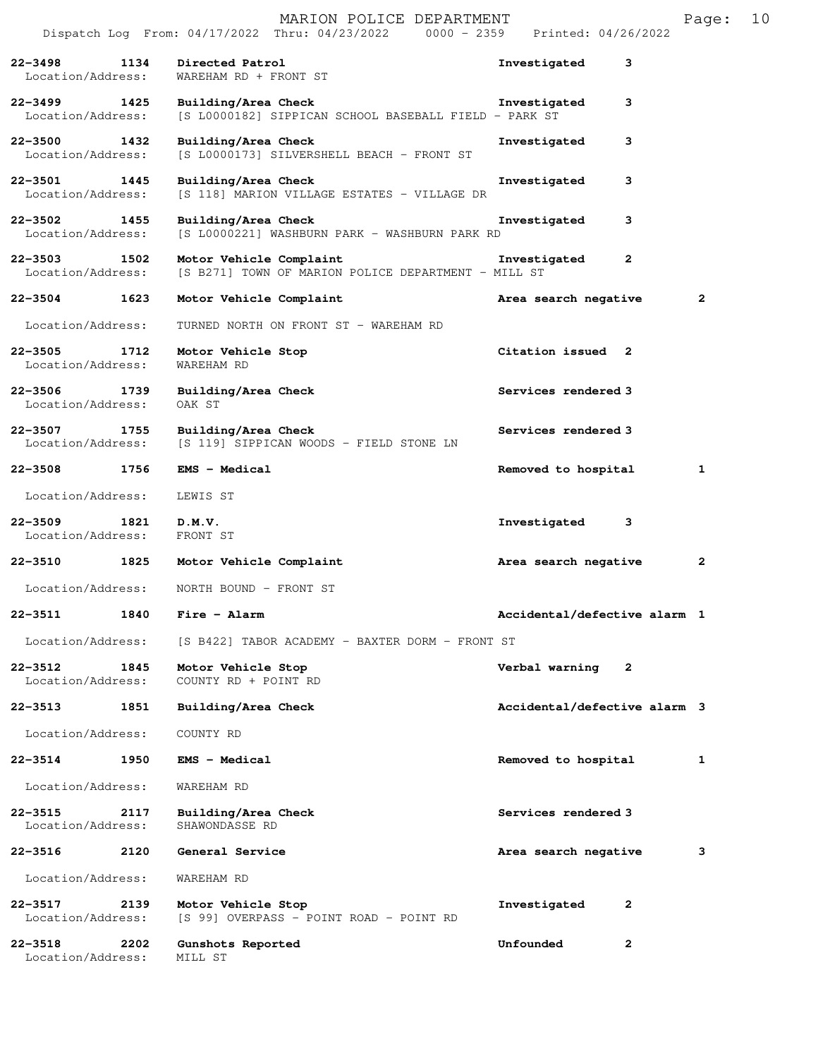| | | | | |
|---|---|---|---|---|
| 22-3498 | 1134 | Directed Patrol | Investigated | 3 |
| Location/Address: | | WAREHAM RD + FRONT ST | | |
| 22-3499 | 1425 | Building/Area Check | Investigated | 3 |
| Location/Address: | | [S L0000182] SIPPICAN SCHOOL BASEBALL FIELD - PARK ST | | |
| 22-3500 | 1432 | Building/Area Check | Investigated | 3 |
| Location/Address: | | [S L0000173] SILVERSHELL BEACH - FRONT ST | | |
| 22-3501 | 1445 | Building/Area Check | Investigated | 3 |
| Location/Address: | | [S 118] MARION VILLAGE ESTATES - VILLAGE DR | | |
| 22-3502 | 1455 | Building/Area Check | Investigated | 3 |
| Location/Address: | | [S L0000221] WASHBURN PARK - WASHBURN PARK RD | | |
| 22-3503 | 1502 | Motor Vehicle Complaint | Investigated | 2 |
| Location/Address: | | [S B271] TOWN OF MARION POLICE DEPARTMENT - MILL ST | | |
| 22-3504 | 1623 | Motor Vehicle Complaint | Area search negative | 2 |
| Location/Address: | | TURNED NORTH ON FRONT ST - WAREHAM RD | | |
| 22-3505 | 1712 | Motor Vehicle Stop | Citation issued | 2 |
| Location/Address: | | WAREHAM RD | | |
| 22-3506 | 1739 | Building/Area Check | Services rendered | 3 |
| Location/Address: | | OAK ST | | |
| 22-3507 | 1755 | Building/Area Check | Services rendered | 3 |
| Location/Address: | | [S 119] SIPPICAN WOODS - FIELD STONE LN | | |
| 22-3508 | 1756 | EMS - Medical | Removed to hospital | 1 |
| Location/Address: | | LEWIS ST | | |
| 22-3509 | 1821 | D.M.V. | Investigated | 3 |
| Location/Address: | | FRONT ST | | |
| 22-3510 | 1825 | Motor Vehicle Complaint | Area search negative | 2 |
| Location/Address: | | NORTH BOUND - FRONT ST | | |
| 22-3511 | 1840 | Fire - Alarm | Accidental/defective alarm | 1 |
| Location/Address: | | [S B422] TABOR ACADEMY - BAXTER DORM - FRONT ST | | |
| 22-3512 | 1845 | Motor Vehicle Stop | Verbal warning | 2 |
| Location/Address: | | COUNTY RD + POINT RD | | |
| 22-3513 | 1851 | Building/Area Check | Accidental/defective alarm | 3 |
| Location/Address: | | COUNTY RD | | |
| 22-3514 | 1950 | EMS - Medical | Removed to hospital | 1 |
| Location/Address: | | WAREHAM RD | | |
| 22-3515 | 2117 | Building/Area Check | Services rendered | 3 |
| Location/Address: | | SHAWONDASSE RD | | |
| 22-3516 | 2120 | General Service | Area search negative | 3 |
| Location/Address: | | WAREHAM RD | | |
| 22-3517 | 2139 | Motor Vehicle Stop | Investigated | 2 |
| Location/Address: | | [S 99] OVERPASS - POINT ROAD - POINT RD | | |
| 22-3518 | 2202 | Gunshots Reported | Unfounded | 2 |
| Location/Address: | | MILL ST | | |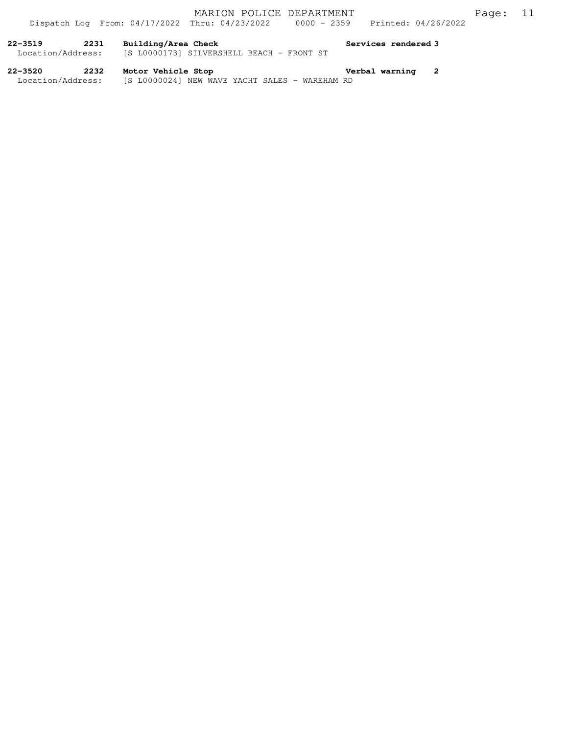**22-3519 2231 Building/Area Check** **Services rendered 3**
Location/Address: [S L0000173] SILVERSHELL BEACH - FRONT ST

**22-3520 2232 Motor Vehicle Stop** **Verbal warning 2**
Location/Address: [S L0000024] NEW WAVE YACHT SALES - WAREHAM RD